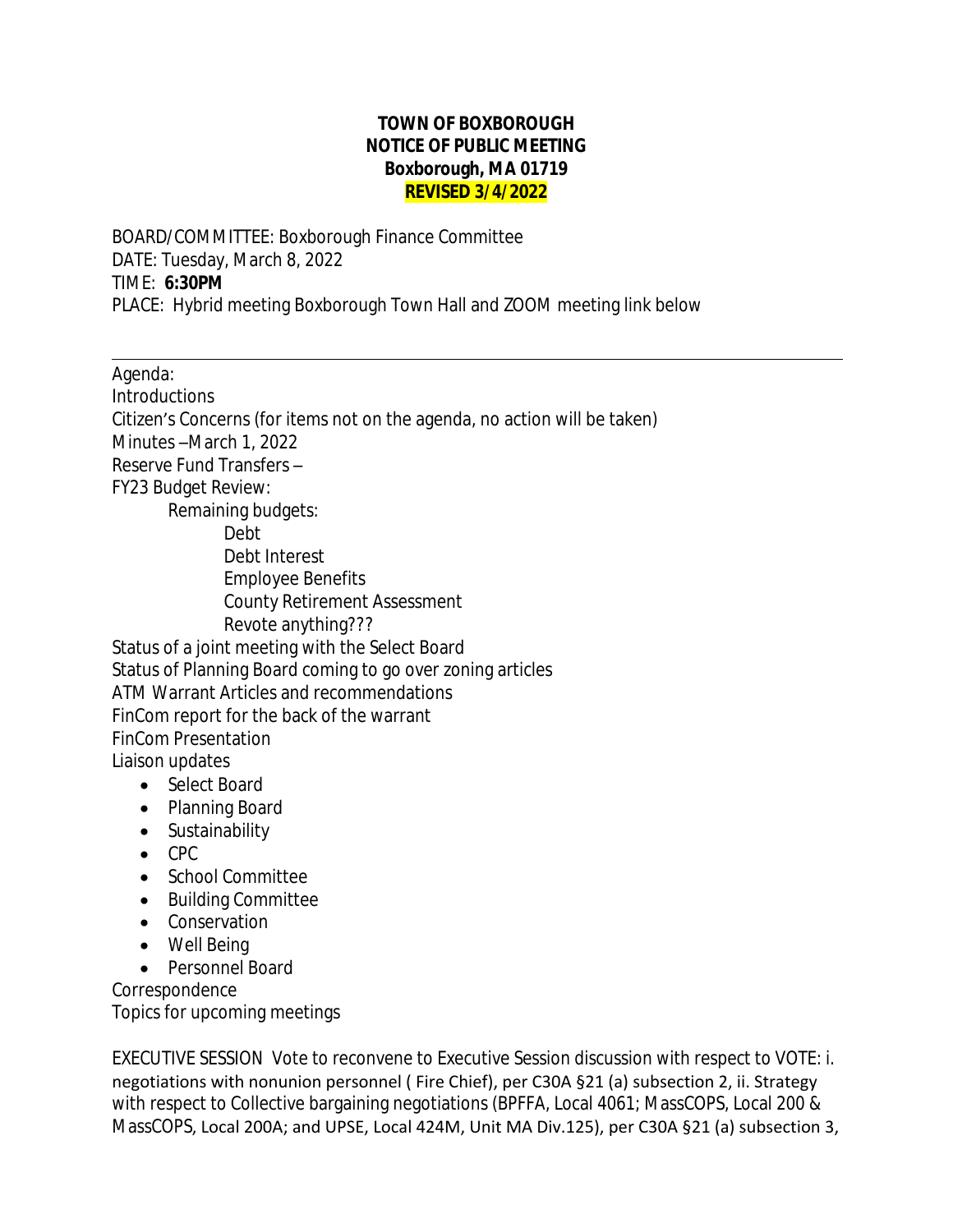**TOWN OF BOXBOROUGH**
**NOTICE OF PUBLIC MEETING**
**Boxborough, MA 01719**
**REVISED 3/4/2022**

BOARD/COMMITTEE: Boxborough Finance Committee
DATE: Tuesday, March 8, 2022
TIME: **6:30PM**
PLACE: Hybrid meeting Boxborough Town Hall and ZOOM meeting link below

---

Agenda:
Introductions
Citizen's Concerns (for items not on the agenda, no action will be taken)
Minutes –March 1, 2022
Reserve Fund Transfers –
FY23 Budget Review:
  Remaining budgets:
    Debt
    Debt Interest
    Employee Benefits
    County Retirement Assessment
    Revote anything???
Status of a joint meeting with the Select Board
Status of Planning Board coming to go over zoning articles
ATM Warrant Articles and recommendations
FinCom report for the back of the warrant
FinCom Presentation
Liaison updates

- Select Board
- Planning Board
- Sustainability
- CPC
- School Committee
- Building Committee
- Conservation
- Well Being
- Personnel Board

Correspondence
Topics for upcoming meetings

EXECUTIVE SESSION Vote to reconvene to Executive Session discussion with respect to VOTE: i. negotiations with nonunion personnel ( Fire Chief), per C30A §21 (a) subsection 2, ii. Strategy with respect to Collective bargaining negotiations (BPFFA, Local 4061; MassCOPS, Local 200 & MassCOPS, Local 200A; and UPSE, Local 424M, Unit MA Div.125), per C30A §21 (a) subsection 3,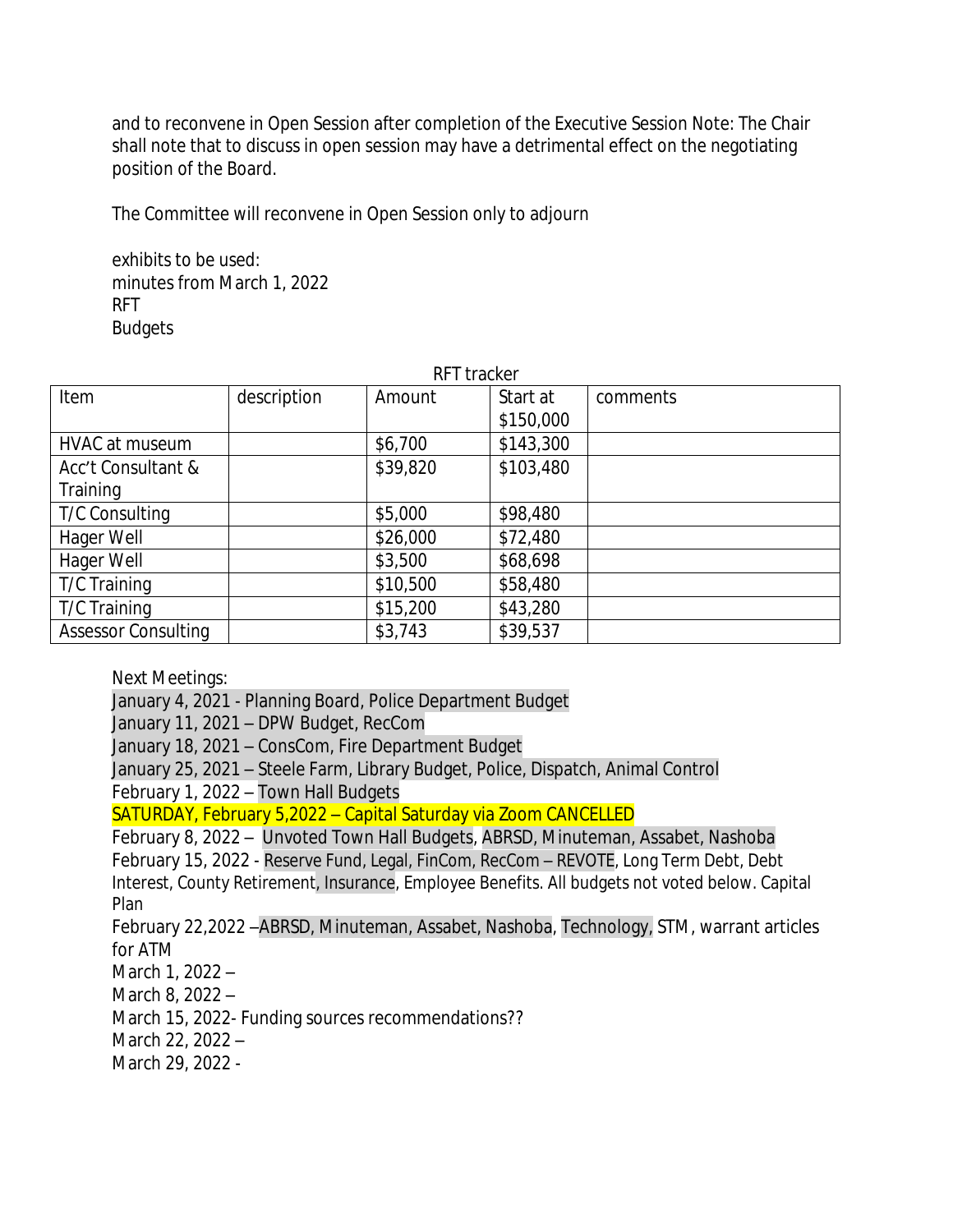and to reconvene in Open Session after completion of the Executive Session Note: The Chair shall note that to discuss in open session may have a detrimental effect on the negotiating position of the Board.

The Committee will reconvene in Open Session only to adjourn

exhibits to be used:
minutes from March 1, 2022
RFT
Budgets

RFT tracker

| Item | description | Amount | Start at $150,000 | comments |
|---|---|---|---|---|
| HVAC at museum | | $6,700 | $143,300 | |
| Acc't Consultant & Training | | $39,820 | $103,480 | |
| T/C Consulting | | $5,000 | $98,480 | |
| Hager Well | | $26,000 | $72,480 | |
| Hager Well | | $3,500 | $68,698 | |
| T/C Training | | $10,500 | $58,480 | |
| T/C Training | | $15,200 | $43,280 | |
| Assessor Consulting | | $3,743 | $39,537 | |

Next Meetings:
January 4, 2021 - Planning Board, Police Department Budget
January 11, 2021 – DPW Budget, RecCom
January 18, 2021 – ConsCom, Fire Department Budget
January 25, 2021 – Steele Farm, Library Budget, Police, Dispatch, Animal Control
February 1, 2022 – Town Hall Budgets
SATURDAY, February 5,2022 – Capital Saturday via Zoom CANCELLED
February 8, 2022 – Unvoted Town Hall Budgets, ABRSD, Minuteman, Assabet, Nashoba
February 15, 2022 - Reserve Fund, Legal, FinCom, RecCom – REVOTE, Long Term Debt, Debt Interest, County Retirement, Insurance, Employee Benefits. All budgets not voted below. Capital Plan
February 22,2022 –ABRSD, Minuteman, Assabet, Nashoba, Technology, STM, warrant articles for ATM
March 1, 2022 –
March 8, 2022 –
March 15, 2022- Funding sources recommendations??
March 22, 2022 –
March 29, 2022 -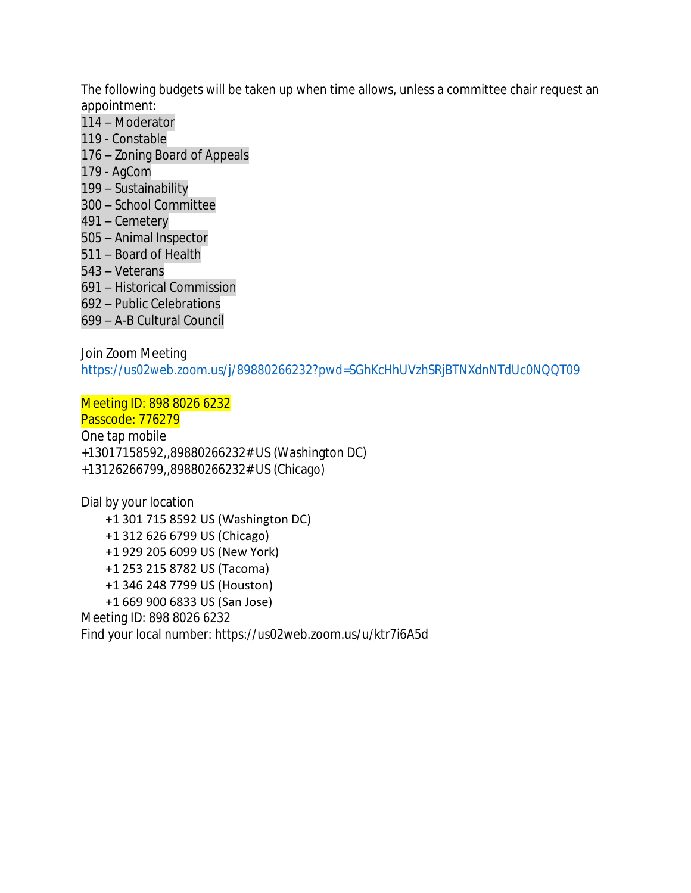The following budgets will be taken up when time allows, unless a committee chair request an appointment:

114 – Moderator
119 - Constable
176 – Zoning Board of Appeals
179 - AgCom
199 – Sustainability
300 – School Committee
491 – Cemetery
505 – Animal Inspector
511 – Board of Health
543 – Veterans
691 – Historical Commission
692 – Public Celebrations
699 – A-B Cultural Council

Join Zoom Meeting
https://us02web.zoom.us/j/89880266232?pwd=SGhKcHhUVzhSRjBTNXdnNTdUc0NQQT09

Meeting ID: 898 8026 6232
Passcode: 776279
One tap mobile
+13017158592,,89880266232# US (Washington DC)
+13126266799,,89880266232# US (Chicago)

Dial by your location
+1 301 715 8592 US (Washington DC)
+1 312 626 6799 US (Chicago)
+1 929 205 6099 US (New York)
+1 253 215 8782 US (Tacoma)
+1 346 248 7799 US (Houston)
+1 669 900 6833 US (San Jose)
Meeting ID: 898 8026 6232
Find your local number: https://us02web.zoom.us/u/ktr7i6A5d